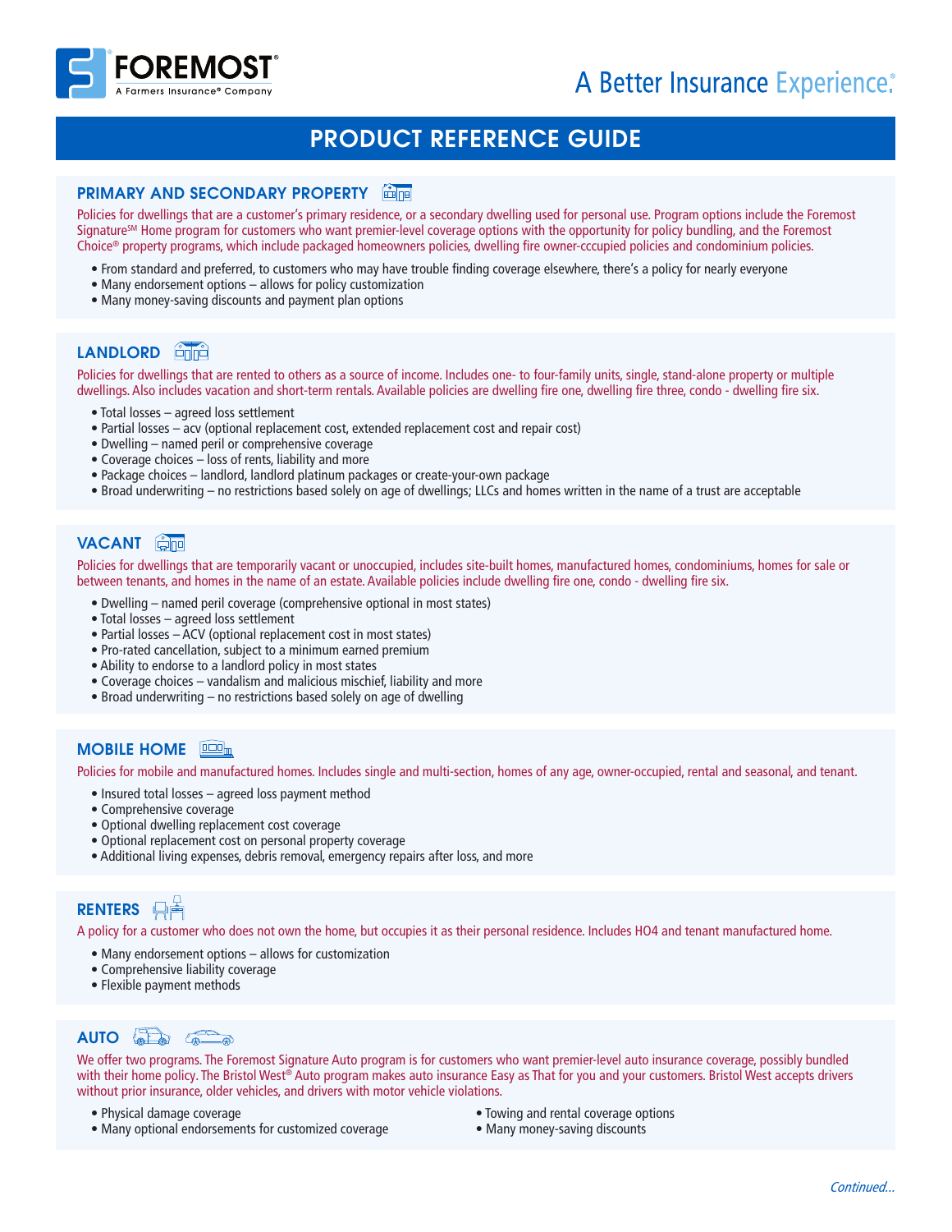FOREMOST®
A Farmers Insurance® Company

A Better Insurance Experience.®

# PRODUCT REFERENCE GUIDE

## PRIMARY AND SECONDARY PROPERTY

Policies for dwellings that are a customer's primary residence, or a secondary dwelling used for personal use. Program options include the Foremost Signature℠ Home program for customers who want premier-level coverage options with the opportunity for policy bundling, and the Foremost Choice® property programs, which include packaged homeowners policies, dwelling fire owner-cccupied policies and condominium policies.

- From standard and preferred, to customers who may have trouble finding coverage elsewhere, there's a policy for nearly everyone
- Many endorsement options – allows for policy customization
- Many money-saving discounts and payment plan options

## LANDLORD

Policies for dwellings that are rented to others as a source of income. Includes one- to four-family units, single, stand-alone property or multiple dwellings. Also includes vacation and short-term rentals. Available policies are dwelling fire one, dwelling fire three, condo - dwelling fire six.

- Total losses – agreed loss settlement
- Partial losses – acv (optional replacement cost, extended replacement cost and repair cost)
- Dwelling – named peril or comprehensive coverage
- Coverage choices – loss of rents, liability and more
- Package choices – landlord, landlord platinum packages or create-your-own package
- Broad underwriting – no restrictions based solely on age of dwellings; LLCs and homes written in the name of a trust are acceptable

## VACANT

Policies for dwellings that are temporarily vacant or unoccupied, includes site-built homes, manufactured homes, condominiums, homes for sale or between tenants, and homes in the name of an estate. Available policies include dwelling fire one, condo - dwelling fire six.

- Dwelling – named peril coverage (comprehensive optional in most states)
- Total losses – agreed loss settlement
- Partial losses – ACV (optional replacement cost in most states)
- Pro-rated cancellation, subject to a minimum earned premium
- Ability to endorse to a landlord policy in most states
- Coverage choices – vandalism and malicious mischief, liability and more
- Broad underwriting – no restrictions based solely on age of dwelling

## MOBILE HOME

Policies for mobile and manufactured homes. Includes single and multi-section, homes of any age, owner-occupied, rental and seasonal, and tenant.

- Insured total losses – agreed loss payment method
- Comprehensive coverage
- Optional dwelling replacement cost coverage
- Optional replacement cost on personal property coverage
- Additional living expenses, debris removal, emergency repairs after loss, and more

## RENTERS

A policy for a customer who does not own the home, but occupies it as their personal residence. Includes HO4 and tenant manufactured home.

- Many endorsement options – allows for customization
- Comprehensive liability coverage
- Flexible payment methods

## AUTO

We offer two programs. The Foremost Signature Auto program is for customers who want premier-level auto insurance coverage, possibly bundled with their home policy. The Bristol West® Auto program makes auto insurance Easy as That for you and your customers. Bristol West accepts drivers without prior insurance, older vehicles, and drivers with motor vehicle violations.

- Physical damage coverage
- Many optional endorsements for customized coverage
- Towing and rental coverage options
- Many money-saving discounts

*Continued...*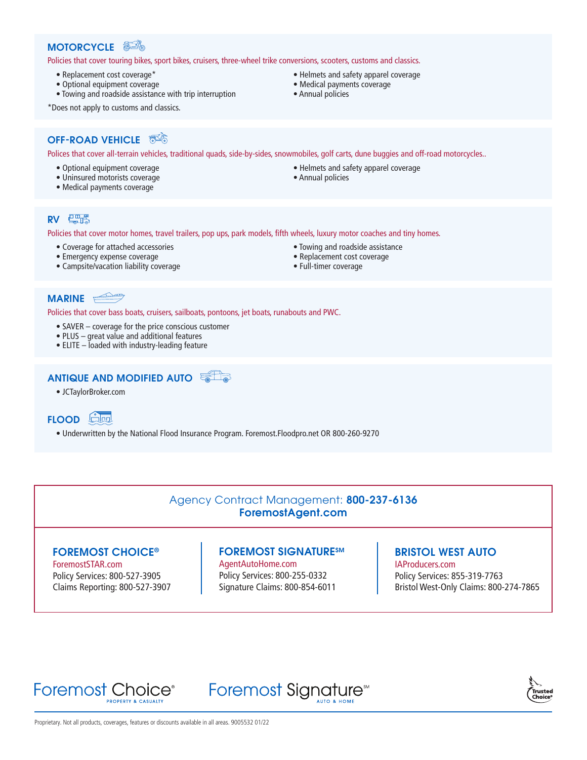## MOTORCYCLE

Policies that cover touring bikes, sport bikes, cruisers, three-wheel trike conversions, scooters, customs and classics.

- Replacement cost coverage*
- Optional equipment coverage
- Towing and roadside assistance with trip interruption
- Helmets and safety apparel coverage
- Medical payments coverage
- Annual policies

*Does not apply to customs and classics.

## OFF-ROAD VEHICLE

Polices that cover all-terrain vehicles, traditional quads, side-by-sides, snowmobiles, golf carts, dune buggies and off-road motorcycles..

- Optional equipment coverage
- Uninsured motorists coverage
- Medical payments coverage
- Helmets and safety apparel coverage
- Annual policies

## RV

Policies that cover motor homes, travel trailers, pop ups, park models, fifth wheels, luxury motor coaches and tiny homes.

- Coverage for attached accessories
- Emergency expense coverage
- Campsite/vacation liability coverage
- Towing and roadside assistance
- Replacement cost coverage
- Full-timer coverage

## MARINE

Policies that cover bass boats, cruisers, sailboats, pontoons, jet boats, runabouts and PWC.

- SAVER – coverage for the price conscious customer
- PLUS – great value and additional features
- ELITE – loaded with industry-leading feature

## ANTIQUE AND MODIFIED AUTO

- JCTaylorBroker.com

## FLOOD

- Underwritten by the National Flood Insurance Program. Foremost.Floodpro.net OR 800-260-9270

Agency Contract Management: **800-237-6136**
**ForemostAgent.com**

### FOREMOST CHOICE®

ForemostSTAR.com
Policy Services: 800-527-3905
Claims Reporting: 800-527-3907

### FOREMOST SIGNATURE℠

AgentAutoHome.com
Policy Services: 800-255-0332
Signature Claims: 800-854-6011

### BRISTOL WEST AUTO

IAProducers.com
Policy Services: 855-319-7763
Bristol West-Only Claims: 800-274-7865

Foremost Choice® PROPERTY & CASUALTY

Foremost Signature℠ AUTO & HOME

Trusted Choice®

Proprietary. Not all products, coverages, features or discounts available in all areas. 9005532 01/22